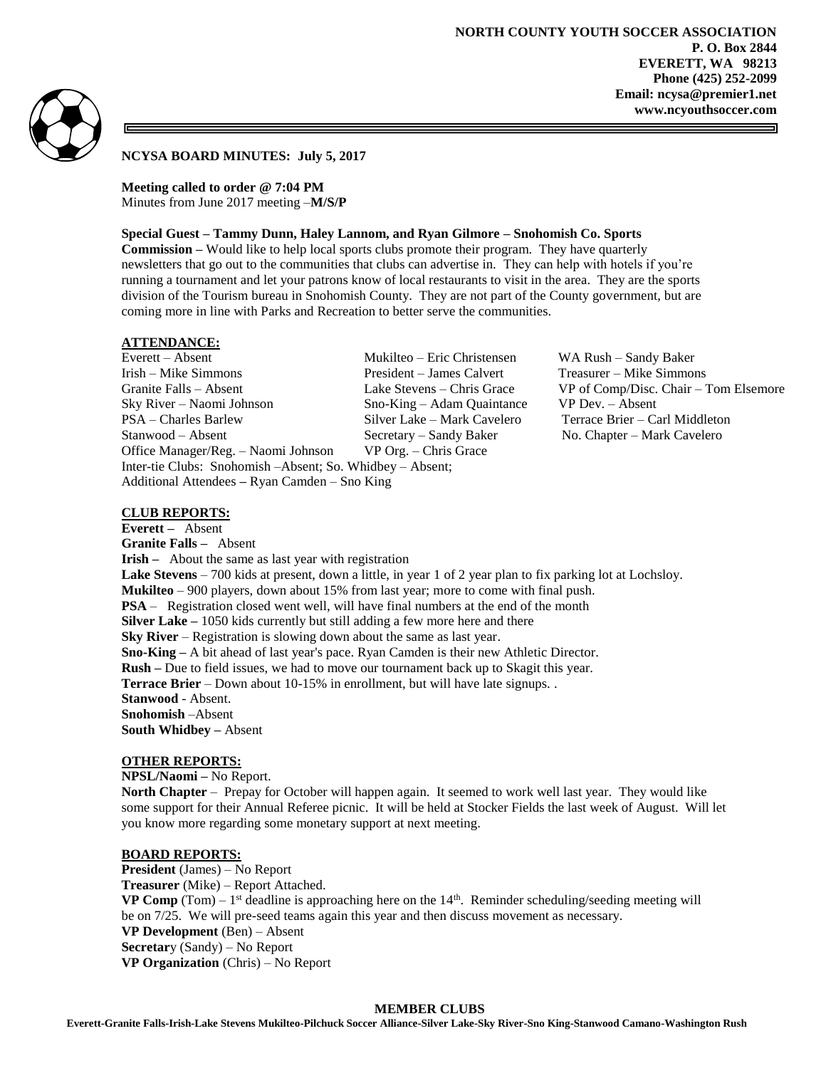**NORTH COUNTY YOUTH SOCCER ASSOCIATION**
**P. O. Box 2844**
**EVERETT, WA 98213**
**Phone (425) 252-2099**
**Email: ncysa@premier1.net**
**www.ncyouthsoccer.com**

**NCYSA BOARD MINUTES: July 5, 2017**

**Meeting called to order @ 7:04 PM**
Minutes from June 2017 meeting –**M/S/P**

**Special Guest – Tammy Dunn, Haley Lannom, and Ryan Gilmore – Snohomish Co. Sports Commission –** Would like to help local sports clubs promote their program. They have quarterly newsletters that go out to the communities that clubs can advertise in. They can help with hotels if you're running a tournament and let your patrons know of local restaurants to visit in the area. They are the sports division of the Tourism bureau in Snohomish County. They are not part of the County government, but are coming more in line with Parks and Recreation to better serve the communities.

**ATTENDANCE:**

Everett – Absent
Irish – Mike Simmons
Granite Falls – Absent
Sky River – Naomi Johnson
PSA – Charles Barlew
Stanwood – Absent
Office Manager/Reg. – Naomi Johnson
Mukilteo – Eric Christensen
President – James Calvert
Lake Stevens – Chris Grace
Sno-King – Adam Quaintance
Silver Lake – Mark Cavelero
Secretary – Sandy Baker
VP Org. – Chris Grace
WA Rush – Sandy Baker
Treasurer – Mike Simmons
VP of Comp/Disc. Chair – Tom Elsemore
VP Dev. – Absent
Terrace Brier – Carl Middleton
No. Chapter – Mark Cavelero
Inter-tie Clubs: Snohomish –Absent; So. Whidbey – Absent;
Additional Attendees **–** Ryan Camden – Sno King

**CLUB REPORTS:**

**Everett –** Absent
**Granite Falls –** Absent
**Irish –** About the same as last year with registration
**Lake Stevens** – 700 kids at present, down a little, in year 1 of 2 year plan to fix parking lot at Lochsloy.
**Mukilteo** – 900 players, down about 15% from last year; more to come with final push.
**PSA** – Registration closed went well, will have final numbers at the end of the month
**Silver Lake –** 1050 kids currently but still adding a few more here and there
**Sky River** – Registration is slowing down about the same as last year.
**Sno-King –** A bit ahead of last year's pace. Ryan Camden is their new Athletic Director.
**Rush –** Due to field issues, we had to move our tournament back up to Skagit this year.
**Terrace Brier** – Down about 10-15% in enrollment, but will have late signups. .
**Stanwood** - Absent.
**Snohomish** –Absent
**South Whidbey –** Absent

**OTHER REPORTS:**

**NPSL/Naomi –** No Report.
**North Chapter** – Prepay for October will happen again. It seemed to work well last year. They would like some support for their Annual Referee picnic. It will be held at Stocker Fields the last week of August. Will let you know more regarding some monetary support at next meeting.

**BOARD REPORTS:**

**President** (James) – No Report
**Treasurer** (Mike) – Report Attached.
**VP Comp** (Tom) – 1st deadline is approaching here on the 14th. Reminder scheduling/seeding meeting will be on 7/25. We will pre-seed teams again this year and then discuss movement as necessary.
**VP Development** (Ben) – Absent
**Secretar**y (Sandy) – No Report
**VP Organization** (Chris) – No Report

**MEMBER CLUBS**
**Everett-Granite Falls-Irish-Lake Stevens Mukilteo-Pilchuck Soccer Alliance-Silver Lake-Sky River-Sno King-Stanwood Camano-Washington Rush**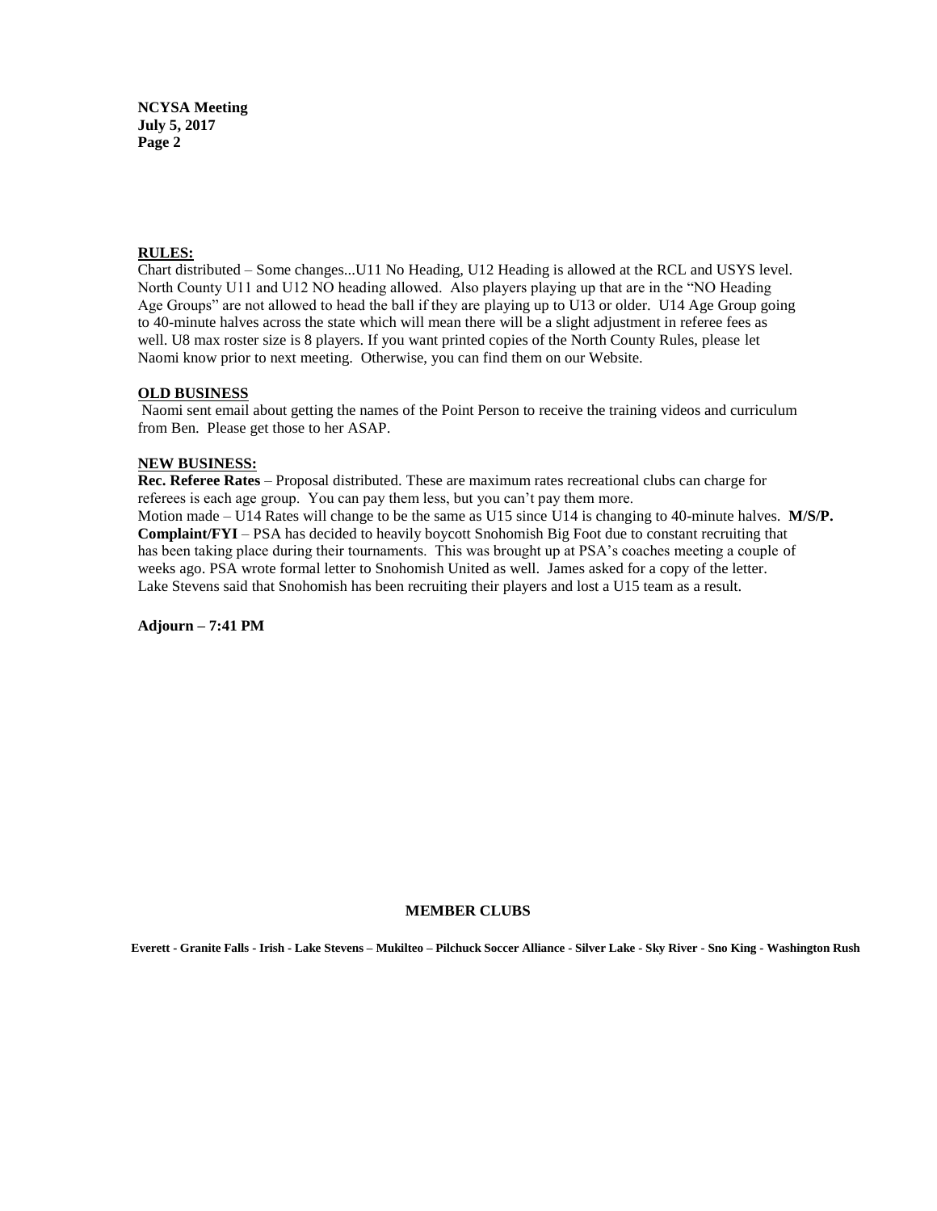## RULES:

Chart distributed – Some changes...U11 No Heading, U12 Heading is allowed at the RCL and USYS level. North County U11 and U12 NO heading allowed. Also players playing up that are in the "NO Heading Age Groups" are not allowed to head the ball if they are playing up to U13 or older. U14 Age Group going to 40-minute halves across the state which will mean there will be a slight adjustment in referee fees as well. U8 max roster size is 8 players. If you want printed copies of the North County Rules, please let Naomi know prior to next meeting. Otherwise, you can find them on our Website.

## OLD BUSINESS

Naomi sent email about getting the names of the Point Person to receive the training videos and curriculum from Ben. Please get those to her ASAP.

## NEW BUSINESS:

**Rec. Referee Rates** – Proposal distributed. These are maximum rates recreational clubs can charge for referees is each age group. You can pay them less, but you can't pay them more.

Motion made – U14 Rates will change to be the same as U15 since U14 is changing to 40-minute halves. **M/S/P.**

**Complaint/FYI** – PSA has decided to heavily boycott Snohomish Big Foot due to constant recruiting that has been taking place during their tournaments. This was brought up at PSA's coaches meeting a couple of weeks ago. PSA wrote formal letter to Snohomish United as well. James asked for a copy of the letter. Lake Stevens said that Snohomish has been recruiting their players and lost a U15 team as a result.

**Adjourn – 7:41 PM**

**MEMBER CLUBS**

**Everett - Granite Falls - Irish - Lake Stevens – Mukilteo – Pilchuck Soccer Alliance - Silver Lake - Sky River - Sno King - Washington Rush**